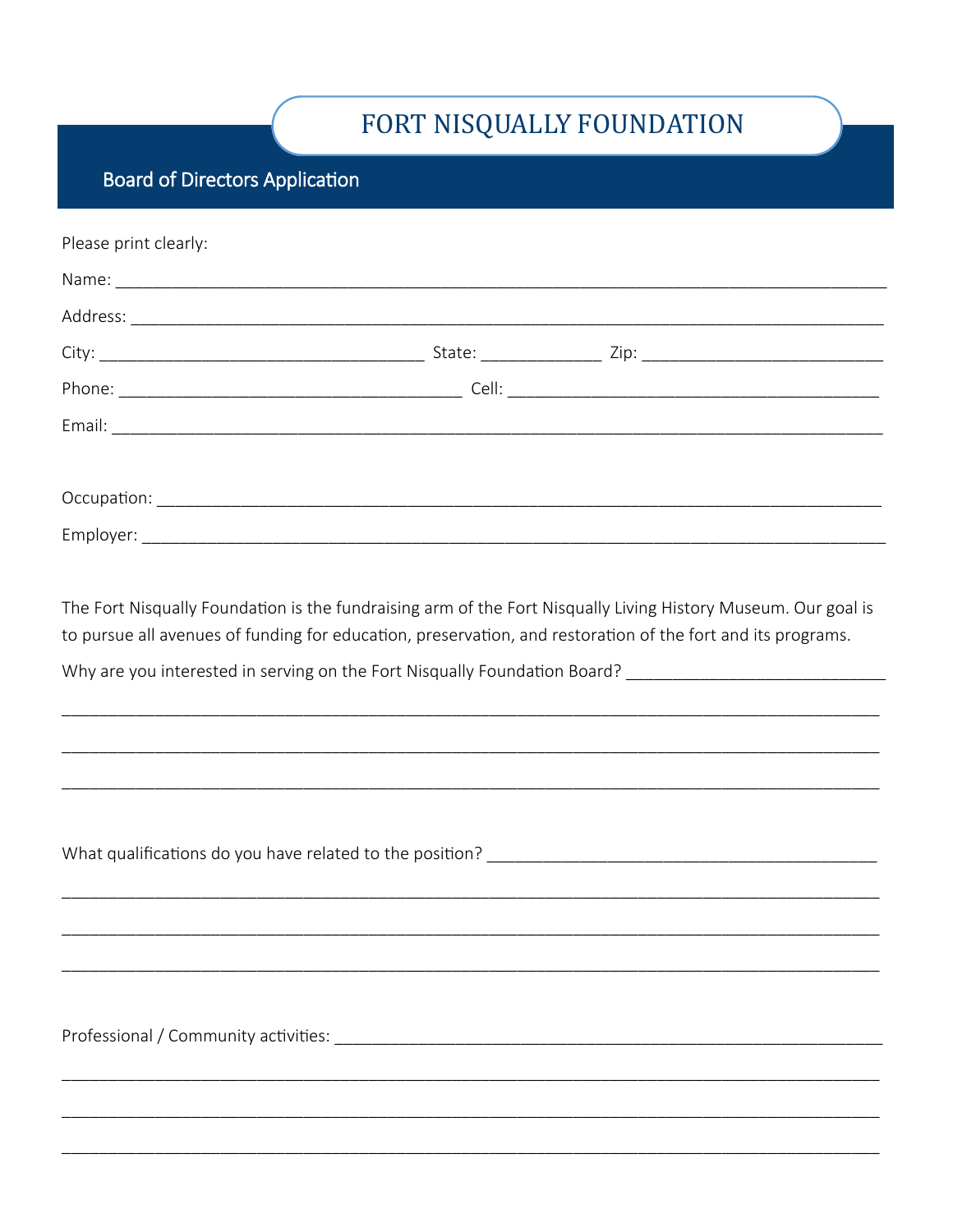# FORT NISQUALLY FOUNDATION

## Board of Directors Application

Please print clearly:

Name: ___________________________________________________________________________

Address: _________________________________________________________________________

City: ________________________________ State: ____________ Zip: ________________________

Phone: ___________________________________ Cell: ____________________________________

Email: ___________________________________________________________________________

Occupation: ______________________________________________________________________

Employer: ________________________________________________________________________

The Fort Nisqually Foundation is the fundraising arm of the Fort Nisqually Living History Museum. Our goal is to pursue all avenues of funding for education, preservation, and restoration of the fort and its programs.

Why are you interested in serving on the Fort Nisqually Foundation Board? __________________________

___________________________________________________________________________________

___________________________________________________________________________________

___________________________________________________________________________________

What qualifications do you have related to the position? ________________________________________

___________________________________________________________________________________

___________________________________________________________________________________

___________________________________________________________________________________

Professional / Community activities: _____________________________________________________

___________________________________________________________________________________

___________________________________________________________________________________

___________________________________________________________________________________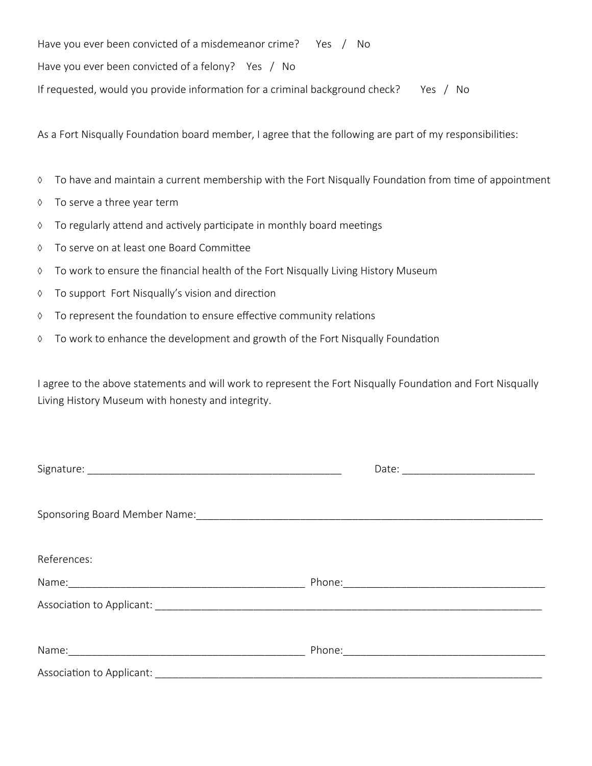Have you ever been convicted of a misdemeanor crime? Yes / No

Have you ever been convicted of a felony? Yes / No

If requested, would you provide information for a criminal background check? Yes / No

As a Fort Nisqually Foundation board member, I agree that the following are part of my responsibilities:

◊ To have and maintain a current membership with the Fort Nisqually Foundation from time of appointment

◊ To serve a three year term

◊ To regularly attend and actively participate in monthly board meetings

◊ To serve on at least one Board Committee

◊ To work to ensure the financial health of the Fort Nisqually Living History Museum

◊ To support Fort Nisqually's vision and direction

◊ To represent the foundation to ensure effective community relations

◊ To work to enhance the development and growth of the Fort Nisqually Foundation

I agree to the above statements and will work to represent the Fort Nisqually Foundation and Fort Nisqually Living History Museum with honesty and integrity.

Signature: ______________________________________________ Date: _______________________

Sponsoring Board Member Name:______________________________________________________________

References:

Name:__________________________________________ Phone:___________________________________

Association to Applicant: ______________________________________________________________________

Name:__________________________________________ Phone:___________________________________

Association to Applicant: ______________________________________________________________________